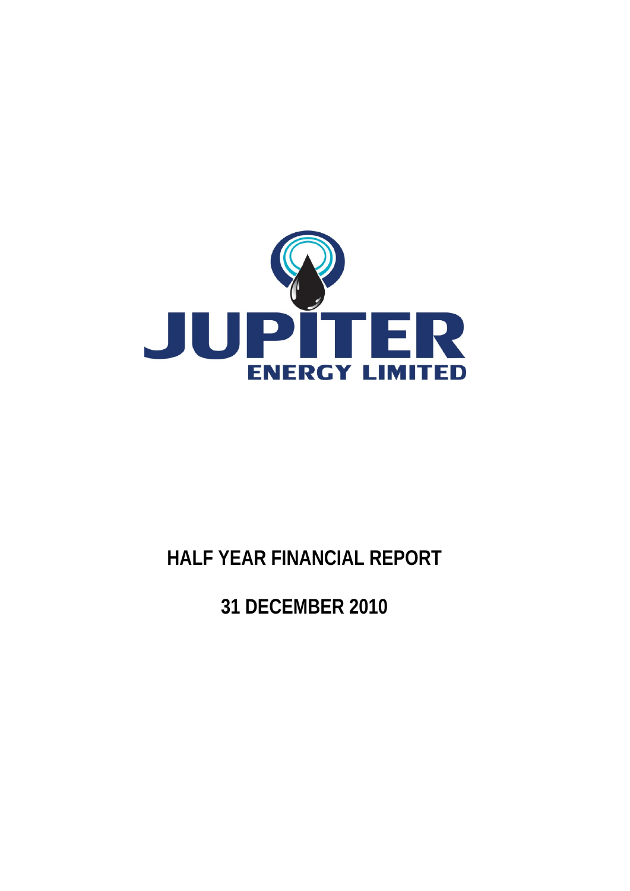JUPITER ENERGY LIMITED

# HALF YEAR FINANCIAL REPORT

# 31 DECEMBER 2010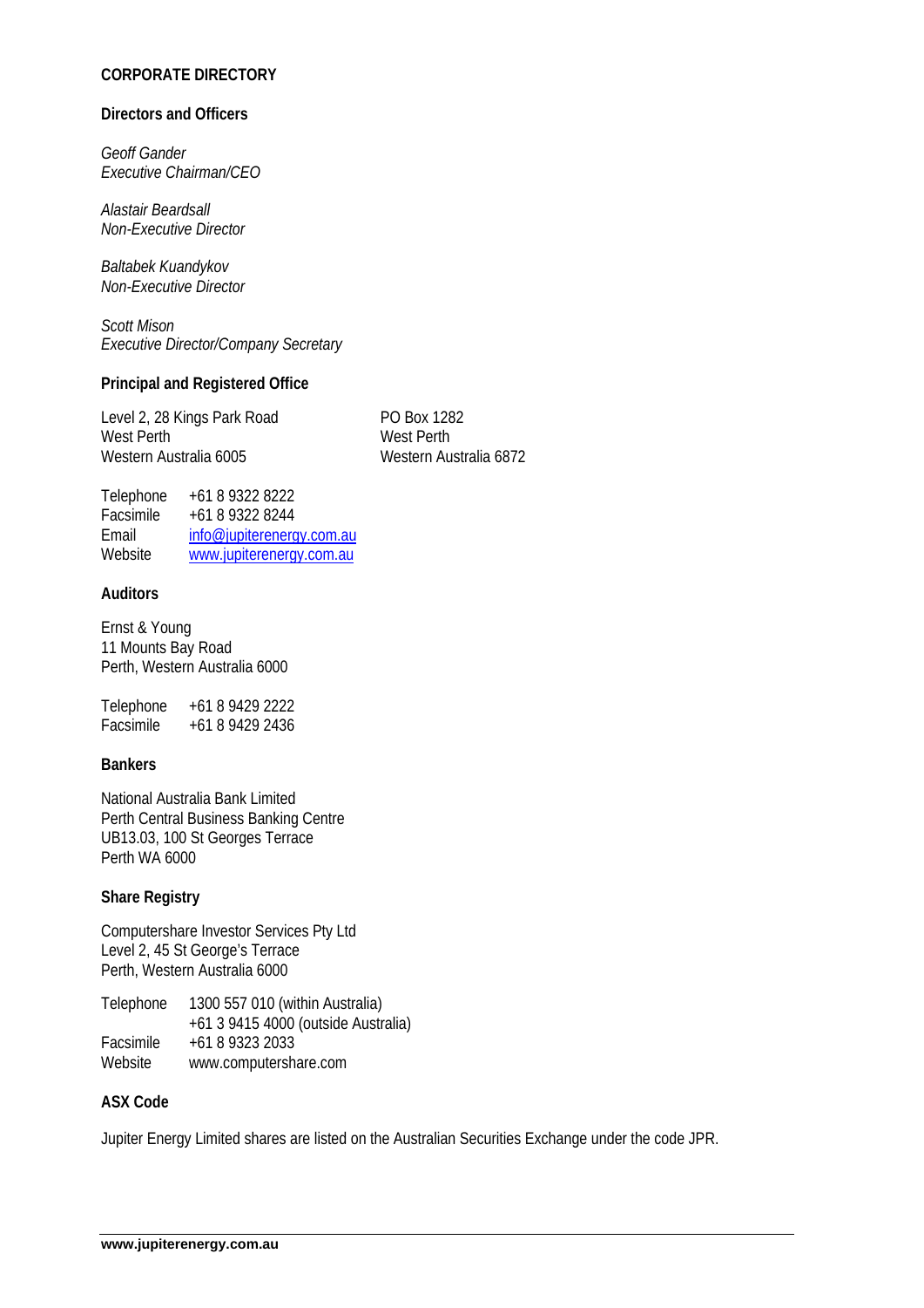## CORPORATE DIRECTORY

### Directors and Officers

*Geoff Gander*
*Executive Chairman/CEO*

*Alastair Beardsall*
*Non-Executive Director*

*Baltabek Kuandykov*
*Non-Executive Director*

*Scott Mison*
*Executive Director/Company Secretary*

### Principal and Registered Office

Level 2, 28 Kings Park Road
West Perth
Western Australia 6005

PO Box 1282
West Perth
Western Australia 6872

| | |
|---|---|
| Telephone | +61 8 9322 8222 |
| Facsimile | +61 8 9322 8244 |
| Email | info@jupiterenergy.com.au |
| Website | www.jupiterenergy.com.au |

### Auditors

Ernst & Young
11 Mounts Bay Road
Perth, Western Australia 6000

| | |
|---|---|
| Telephone | +61 8 9429 2222 |
| Facsimile | +61 8 9429 2436 |

### Bankers

National Australia Bank Limited
Perth Central Business Banking Centre
UB13.03, 100 St Georges Terrace
Perth WA 6000

### Share Registry

Computershare Investor Services Pty Ltd
Level 2, 45 St George's Terrace
Perth, Western Australia 6000

| | |
|---|---|
| Telephone | 1300 557 010 (within Australia) |
| | +61 3 9415 4000 (outside Australia) |
| Facsimile | +61 8 9323 2033 |
| Website | www.computershare.com |

### ASX Code

Jupiter Energy Limited shares are listed on the Australian Securities Exchange under the code JPR.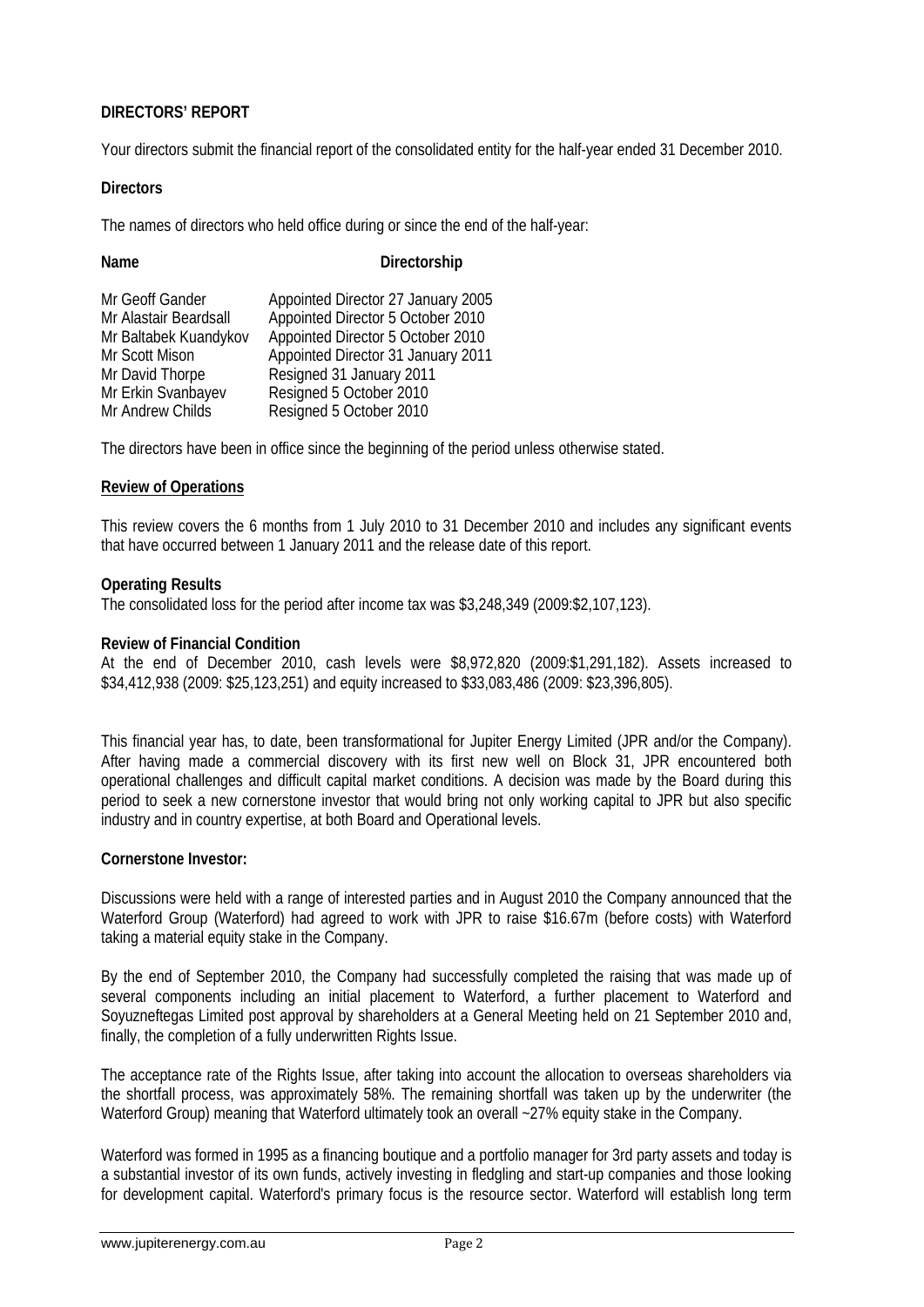## DIRECTORS' REPORT

Your directors submit the financial report of the consolidated entity for the half-year ended 31 December 2010.

### Directors

The names of directors who held office during or since the end of the half-year:

| Name | Directorship |
|---|---|
| Mr Geoff Gander | Appointed Director 27 January 2005 |
| Mr Alastair Beardsall | Appointed Director 5 October 2010 |
| Mr Baltabek Kuandykov | Appointed Director 5 October 2010 |
| Mr Scott Mison | Appointed Director 31 January 2011 |
| Mr David Thorpe | Resigned 31 January 2011 |
| Mr Erkin Svanbayev | Resigned 5 October 2010 |
| Mr Andrew Childs | Resigned 5 October 2010 |

The directors have been in office since the beginning of the period unless otherwise stated.

### Review of Operations

This review covers the 6 months from 1 July 2010 to 31 December 2010 and includes any significant events that have occurred between 1 January 2011 and the release date of this report.

**Operating Results**

The consolidated loss for the period after income tax was $3,248,349 (2009:$2,107,123).

**Review of Financial Condition**

At the end of December 2010, cash levels were $8,972,820 (2009:$1,291,182). Assets increased to $34,412,938 (2009: $25,123,251) and equity increased to $33,083,486 (2009: $23,396,805).

This financial year has, to date, been transformational for Jupiter Energy Limited (JPR and/or the Company). After having made a commercial discovery with its first new well on Block 31, JPR encountered both operational challenges and difficult capital market conditions. A decision was made by the Board during this period to seek a new cornerstone investor that would bring not only working capital to JPR but also specific industry and in country expertise, at both Board and Operational levels.

**Cornerstone Investor:**

Discussions were held with a range of interested parties and in August 2010 the Company announced that the Waterford Group (Waterford) had agreed to work with JPR to raise $16.67m (before costs) with Waterford taking a material equity stake in the Company.

By the end of September 2010, the Company had successfully completed the raising that was made up of several components including an initial placement to Waterford, a further placement to Waterford and Soyuzneftegas Limited post approval by shareholders at a General Meeting held on 21 September 2010 and, finally, the completion of a fully underwritten Rights Issue.

The acceptance rate of the Rights Issue, after taking into account the allocation to overseas shareholders via the shortfall process, was approximately 58%. The remaining shortfall was taken up by the underwriter (the Waterford Group) meaning that Waterford ultimately took an overall ~27% equity stake in the Company.

Waterford was formed in 1995 as a financing boutique and a portfolio manager for 3rd party assets and today is a substantial investor of its own funds, actively investing in fledgling and start-up companies and those looking for development capital. Waterford's primary focus is the resource sector. Waterford will establish long term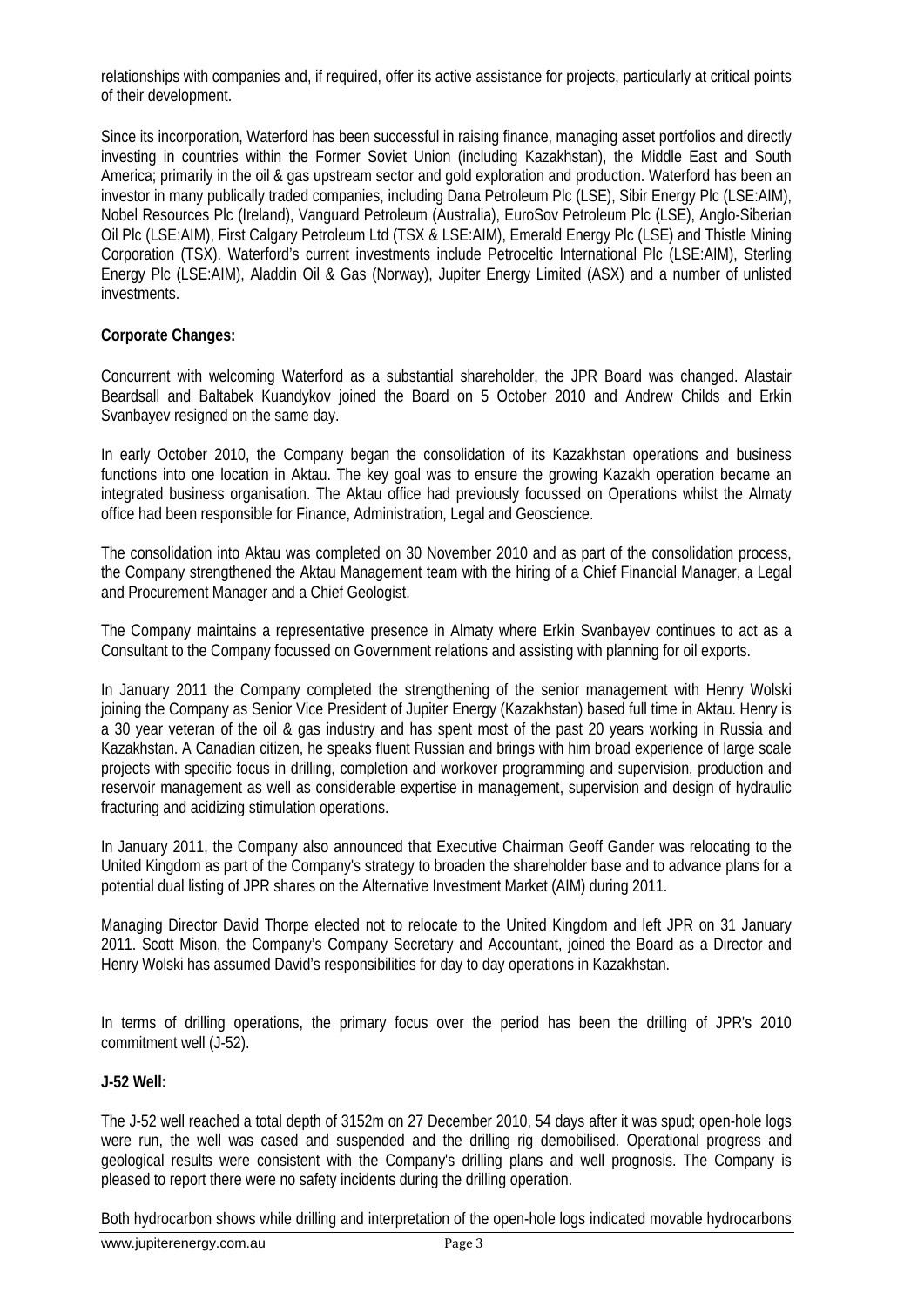relationships with companies and, if required, offer its active assistance for projects, particularly at critical points of their development.

Since its incorporation, Waterford has been successful in raising finance, managing asset portfolios and directly investing in countries within the Former Soviet Union (including Kazakhstan), the Middle East and South America; primarily in the oil & gas upstream sector and gold exploration and production. Waterford has been an investor in many publically traded companies, including Dana Petroleum Plc (LSE), Sibir Energy Plc (LSE:AIM), Nobel Resources Plc (Ireland), Vanguard Petroleum (Australia), EuroSov Petroleum Plc (LSE), Anglo-Siberian Oil Plc (LSE:AIM), First Calgary Petroleum Ltd (TSX & LSE:AIM), Emerald Energy Plc (LSE) and Thistle Mining Corporation (TSX). Waterford's current investments include Petroceltic International Plc (LSE:AIM), Sterling Energy Plc (LSE:AIM), Aladdin Oil & Gas (Norway), Jupiter Energy Limited (ASX) and a number of unlisted investments.

**Corporate Changes:**

Concurrent with welcoming Waterford as a substantial shareholder, the JPR Board was changed. Alastair Beardsall and Baltabek Kuandykov joined the Board on 5 October 2010 and Andrew Childs and Erkin Svanbayev resigned on the same day.

In early October 2010, the Company began the consolidation of its Kazakhstan operations and business functions into one location in Aktau. The key goal was to ensure the growing Kazakh operation became an integrated business organisation. The Aktau office had previously focussed on Operations whilst the Almaty office had been responsible for Finance, Administration, Legal and Geoscience.

The consolidation into Aktau was completed on 30 November 2010 and as part of the consolidation process, the Company strengthened the Aktau Management team with the hiring of a Chief Financial Manager, a Legal and Procurement Manager and a Chief Geologist.

The Company maintains a representative presence in Almaty where Erkin Svanbayev continues to act as a Consultant to the Company focussed on Government relations and assisting with planning for oil exports.

In January 2011 the Company completed the strengthening of the senior management with Henry Wolski joining the Company as Senior Vice President of Jupiter Energy (Kazakhstan) based full time in Aktau. Henry is a 30 year veteran of the oil & gas industry and has spent most of the past 20 years working in Russia and Kazakhstan. A Canadian citizen, he speaks fluent Russian and brings with him broad experience of large scale projects with specific focus in drilling, completion and workover programming and supervision, production and reservoir management as well as considerable expertise in management, supervision and design of hydraulic fracturing and acidizing stimulation operations.

In January 2011, the Company also announced that Executive Chairman Geoff Gander was relocating to the United Kingdom as part of the Company's strategy to broaden the shareholder base and to advance plans for a potential dual listing of JPR shares on the Alternative Investment Market (AIM) during 2011.

Managing Director David Thorpe elected not to relocate to the United Kingdom and left JPR on 31 January 2011. Scott Mison, the Company's Company Secretary and Accountant, joined the Board as a Director and Henry Wolski has assumed David's responsibilities for day to day operations in Kazakhstan.

In terms of drilling operations, the primary focus over the period has been the drilling of JPR's 2010 commitment well (J-52).

**J-52 Well:**

The J-52 well reached a total depth of 3152m on 27 December 2010, 54 days after it was spud; open-hole logs were run, the well was cased and suspended and the drilling rig demobilised. Operational progress and geological results were consistent with the Company's drilling plans and well prognosis. The Company is pleased to report there were no safety incidents during the drilling operation.

Both hydrocarbon shows while drilling and interpretation of the open-hole logs indicated movable hydrocarbons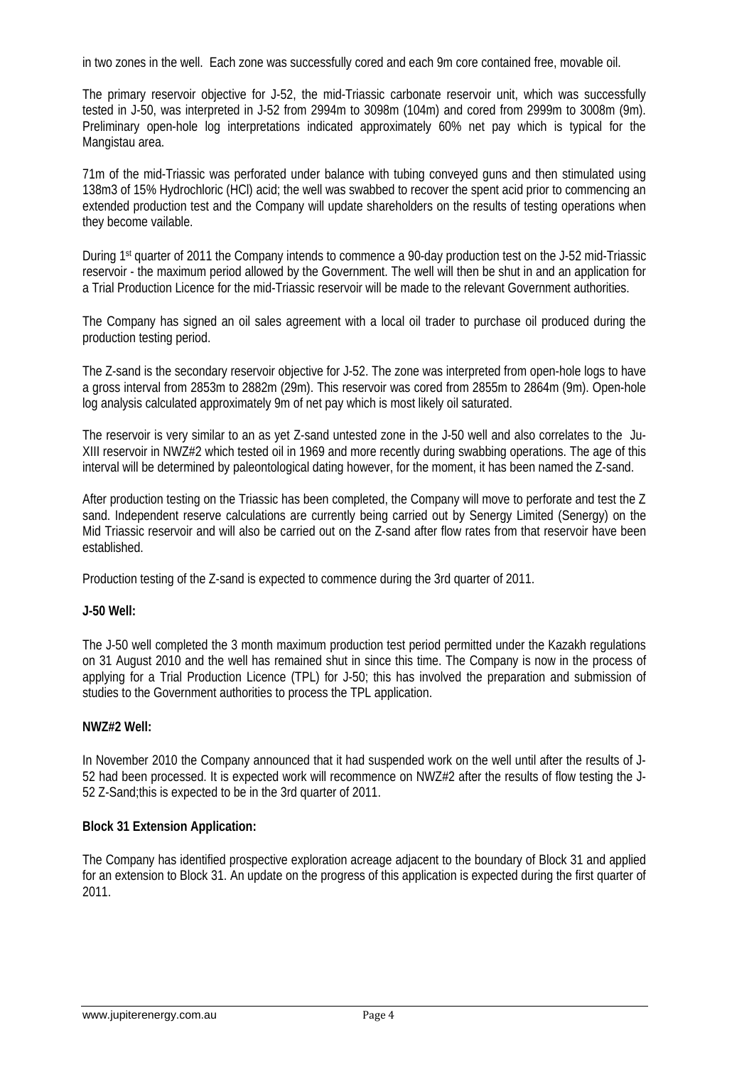in two zones in the well. Each zone was successfully cored and each 9m core contained free, movable oil.

The primary reservoir objective for J-52, the mid-Triassic carbonate reservoir unit, which was successfully tested in J-50, was interpreted in J-52 from 2994m to 3098m (104m) and cored from 2999m to 3008m (9m). Preliminary open-hole log interpretations indicated approximately 60% net pay which is typical for the Mangistau area.

71m of the mid-Triassic was perforated under balance with tubing conveyed guns and then stimulated using 138m3 of 15% Hydrochloric (HCl) acid; the well was swabbed to recover the spent acid prior to commencing an extended production test and the Company will update shareholders on the results of testing operations when they become vailable.

During 1st quarter of 2011 the Company intends to commence a 90-day production test on the J-52 mid-Triassic reservoir - the maximum period allowed by the Government. The well will then be shut in and an application for a Trial Production Licence for the mid-Triassic reservoir will be made to the relevant Government authorities.

The Company has signed an oil sales agreement with a local oil trader to purchase oil produced during the production testing period.

The Z-sand is the secondary reservoir objective for J-52. The zone was interpreted from open-hole logs to have a gross interval from 2853m to 2882m (29m). This reservoir was cored from 2855m to 2864m (9m). Open-hole log analysis calculated approximately 9m of net pay which is most likely oil saturated.

The reservoir is very similar to an as yet Z-sand untested zone in the J-50 well and also correlates to the Ju-XIII reservoir in NWZ#2 which tested oil in 1969 and more recently during swabbing operations. The age of this interval will be determined by paleontological dating however, for the moment, it has been named the Z-sand.

After production testing on the Triassic has been completed, the Company will move to perforate and test the Z sand. Independent reserve calculations are currently being carried out by Senergy Limited (Senergy) on the Mid Triassic reservoir and will also be carried out on the Z-sand after flow rates from that reservoir have been established.

Production testing of the Z-sand is expected to commence during the 3rd quarter of 2011.

**J-50 Well:**

The J-50 well completed the 3 month maximum production test period permitted under the Kazakh regulations on 31 August 2010 and the well has remained shut in since this time. The Company is now in the process of applying for a Trial Production Licence (TPL) for J-50; this has involved the preparation and submission of studies to the Government authorities to process the TPL application.

**NWZ#2 Well:**

In November 2010 the Company announced that it had suspended work on the well until after the results of J-52 had been processed. It is expected work will recommence on NWZ#2 after the results of flow testing the J-52 Z-Sand;this is expected to be in the 3rd quarter of 2011.

**Block 31 Extension Application:**

The Company has identified prospective exploration acreage adjacent to the boundary of Block 31 and applied for an extension to Block 31. An update on the progress of this application is expected during the first quarter of 2011.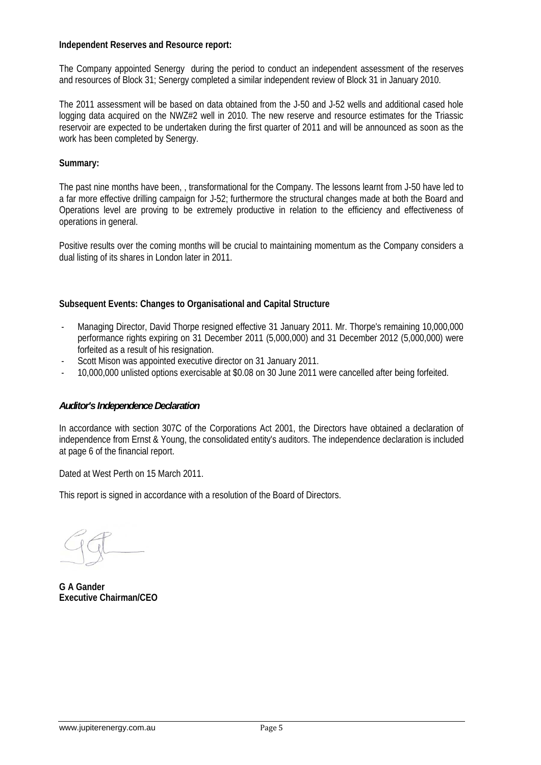**Independent Reserves and Resource report:**

The Company appointed Senergy during the period to conduct an independent assessment of the reserves and resources of Block 31; Senergy completed a similar independent review of Block 31 in January 2010.

The 2011 assessment will be based on data obtained from the J-50 and J-52 wells and additional cased hole logging data acquired on the NWZ#2 well in 2010. The new reserve and resource estimates for the Triassic reservoir are expected to be undertaken during the first quarter of 2011 and will be announced as soon as the work has been completed by Senergy.

**Summary:**

The past nine months have been, , transformational for the Company. The lessons learnt from J-50 have led to a far more effective drilling campaign for J-52; furthermore the structural changes made at both the Board and Operations level are proving to be extremely productive in relation to the efficiency and effectiveness of operations in general.

Positive results over the coming months will be crucial to maintaining momentum as the Company considers a dual listing of its shares in London later in 2011.

**Subsequent Events: Changes to Organisational and Capital Structure**

- Managing Director, David Thorpe resigned effective 31 January 2011. Mr. Thorpe's remaining 10,000,000 performance rights expiring on 31 December 2011 (5,000,000) and 31 December 2012 (5,000,000) were forfeited as a result of his resignation.
- Scott Mison was appointed executive director on 31 January 2011.
- 10,000,000 unlisted options exercisable at $0.08 on 30 June 2011 were cancelled after being forfeited.

***Auditor's Independence Declaration***

In accordance with section 307C of the Corporations Act 2001, the Directors have obtained a declaration of independence from Ernst & Young, the consolidated entity's auditors. The independence declaration is included at page 6 of the financial report.

Dated at West Perth on 15 March 2011.

This report is signed in accordance with a resolution of the Board of Directors.

**G A Gander**
**Executive Chairman/CEO**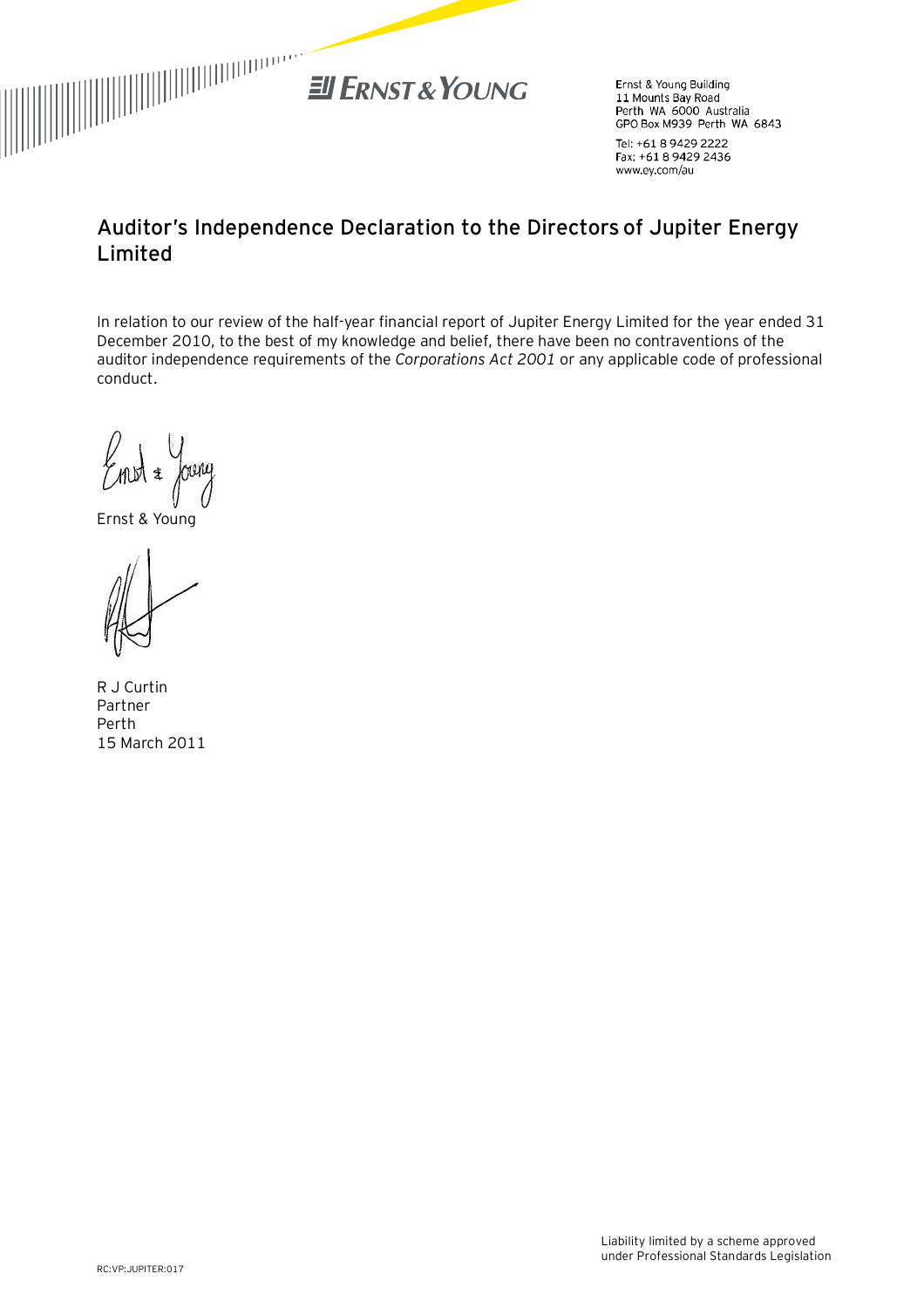Ernst & Young Building
11 Mounts Bay Road
Perth WA 6000 Australia
GPO Box M939 Perth WA 6843

Tel: +61 8 9429 2222
Fax: +61 8 9429 2436
www.ey.com/au

## Auditor's Independence Declaration to the Directors of Jupiter Energy Limited

In relation to our review of the half-year financial report of Jupiter Energy Limited for the year ended 31 December 2010, to the best of my knowledge and belief, there have been no contraventions of the auditor independence requirements of the *Corporations Act 2001* or any applicable code of professional conduct.

Ernst & Young

R J Curtin
Partner
Perth
15 March 2011

RC:VP:JUPITER:017

Liability limited by a scheme approved under Professional Standards Legislation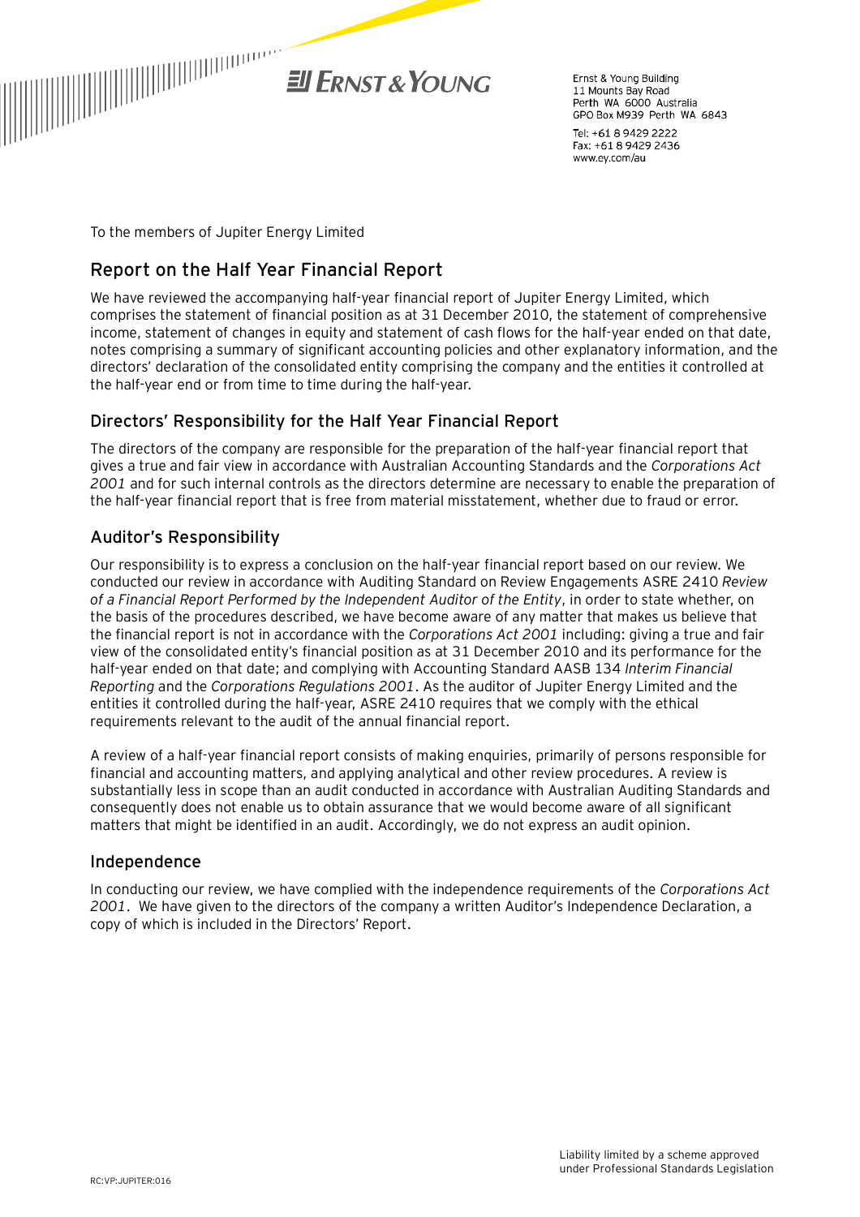**Ernst & Young**

Ernst & Young Building
11 Mounts Bay Road
Perth WA 6000 Australia
GPO Box M939 Perth WA 6843

Tel: +61 8 9429 2222
Fax: +61 8 9429 2436
www.ey.com/au

To the members of Jupiter Energy Limited

## Report on the Half Year Financial Report

We have reviewed the accompanying half-year financial report of Jupiter Energy Limited, which comprises the statement of financial position as at 31 December 2010, the statement of comprehensive income, statement of changes in equity and statement of cash flows for the half-year ended on that date, notes comprising a summary of significant accounting policies and other explanatory information, and the directors' declaration of the consolidated entity comprising the company and the entities it controlled at the half-year end or from time to time during the half-year.

### Directors' Responsibility for the Half Year Financial Report

The directors of the company are responsible for the preparation of the half-year financial report that gives a true and fair view in accordance with Australian Accounting Standards and the *Corporations Act 2001* and for such internal controls as the directors determine are necessary to enable the preparation of the half-year financial report that is free from material misstatement, whether due to fraud or error.

### Auditor's Responsibility

Our responsibility is to express a conclusion on the half-year financial report based on our review. We conducted our review in accordance with Auditing Standard on Review Engagements ASRE 2410 *Review of a Financial Report Performed by the Independent Auditor of the Entity*, in order to state whether, on the basis of the procedures described, we have become aware of any matter that makes us believe that the financial report is not in accordance with the *Corporations Act 2001* including: giving a true and fair view of the consolidated entity's financial position as at 31 December 2010 and its performance for the half-year ended on that date; and complying with Accounting Standard AASB 134 *Interim Financial Reporting* and the *Corporations Regulations 2001*. As the auditor of Jupiter Energy Limited and the entities it controlled during the half-year, ASRE 2410 requires that we comply with the ethical requirements relevant to the audit of the annual financial report.

A review of a half-year financial report consists of making enquiries, primarily of persons responsible for financial and accounting matters, and applying analytical and other review procedures. A review is substantially less in scope than an audit conducted in accordance with Australian Auditing Standards and consequently does not enable us to obtain assurance that we would become aware of all significant matters that might be identified in an audit. Accordingly, we do not express an audit opinion.

### Independence

In conducting our review, we have complied with the independence requirements of the *Corporations Act 2001*. We have given to the directors of the company a written Auditor's Independence Declaration, a copy of which is included in the Directors' Report.

RC:VP:JUPITER:016

Liability limited by a scheme approved under Professional Standards Legislation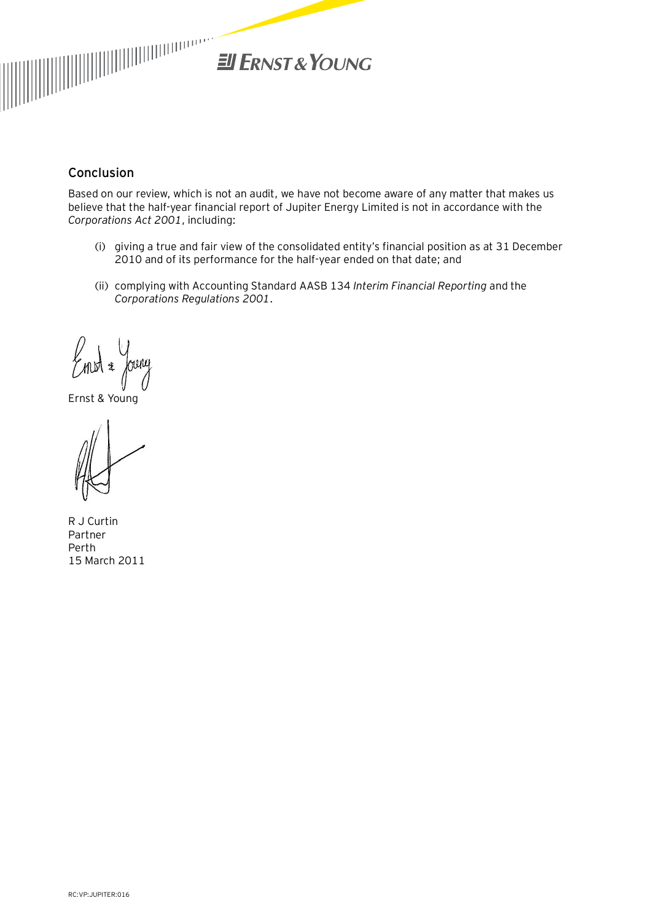## Conclusion

Based on our review, which is not an audit, we have not become aware of any matter that makes us believe that the half-year financial report of Jupiter Energy Limited is not in accordance with the *Corporations Act 2001*, including:

(i) giving a true and fair view of the consolidated entity's financial position as at 31 December 2010 and of its performance for the half-year ended on that date; and

(ii) complying with Accounting Standard AASB 134 *Interim Financial Reporting* and the *Corporations Regulations 2001*.

Ernst & Young

R J Curtin
Partner
Perth
15 March 2011

RC:VP:JUPITER:016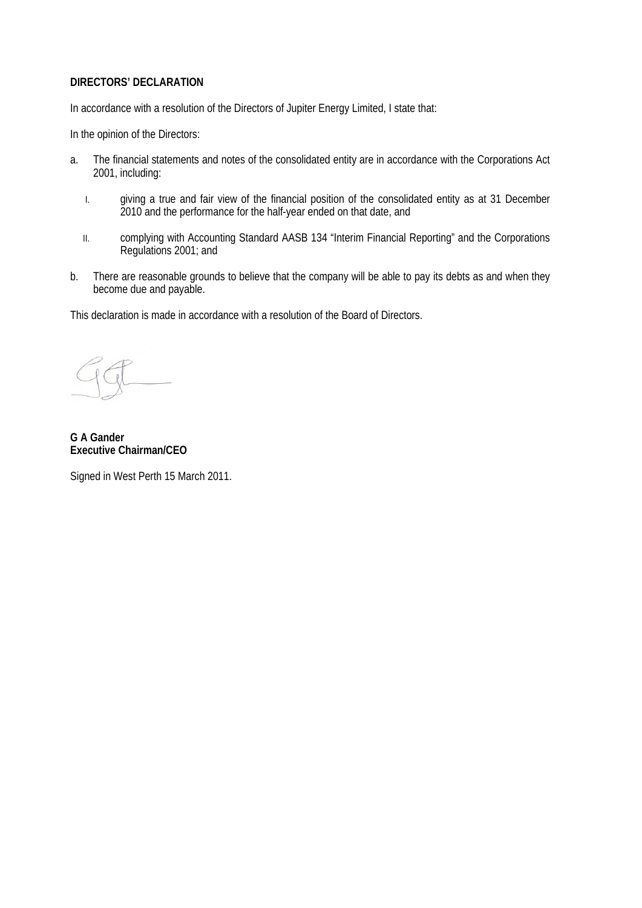**DIRECTORS' DECLARATION**

In accordance with a resolution of the Directors of Jupiter Energy Limited, I state that:

In the opinion of the Directors:

a. The financial statements and notes of the consolidated entity are in accordance with the Corporations Act 2001, including:

   I. giving a true and fair view of the financial position of the consolidated entity as at 31 December 2010 and the performance for the half-year ended on that date, and

   II. complying with Accounting Standard AASB 134 "Interim Financial Reporting" and the Corporations Regulations 2001; and

b. There are reasonable grounds to believe that the company will be able to pay its debts as and when they become due and payable.

This declaration is made in accordance with a resolution of the Board of Directors.

**G A Gander**
**Executive Chairman/CEO**

Signed in West Perth 15 March 2011.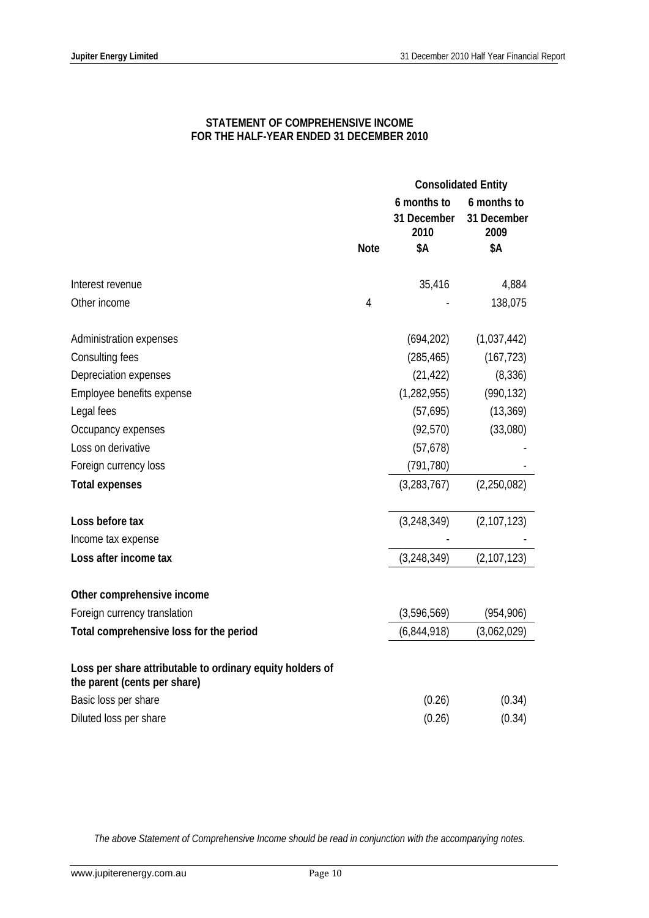**STATEMENT OF COMPREHENSIVE INCOME**
**FOR THE HALF-YEAR ENDED 31 DECEMBER 2010**

| | | Consolidated Entity | |
|---|---|---|---|
| | | 6 months to 31 December 2010 | 6 months to 31 December 2009 |
| | Note | $A | $A |
| Interest revenue | | 35,416 | 4,884 |
| Other income | 4 | - | 138,075 |
| Administration expenses | | (694,202) | (1,037,442) |
| Consulting fees | | (285,465) | (167,723) |
| Depreciation expenses | | (21,422) | (8,336) |
| Employee benefits expense | | (1,282,955) | (990,132) |
| Legal fees | | (57,695) | (13,369) |
| Occupancy expenses | | (92,570) | (33,080) |
| Loss on derivative | | (57,678) | - |
| Foreign currency loss | | (791,780) | - |
| **Total expenses** | | (3,283,767) | (2,250,082) |
| **Loss before tax** | | (3,248,349) | (2,107,123) |
| Income tax expense | | - | - |
| **Loss after income tax** | | (3,248,349) | (2,107,123) |
| **Other comprehensive income** | | | |
| Foreign currency translation | | (3,596,569) | (954,906) |
| **Total comprehensive loss for the period** | | (6,844,918) | (3,062,029) |
| **Loss per share attributable to ordinary equity holders of the parent (cents per share)** | | | |
| Basic loss per share | | (0.26) | (0.34) |
| Diluted loss per share | | (0.26) | (0.34) |

*The above Statement of Comprehensive Income should be read in conjunction with the accompanying notes.*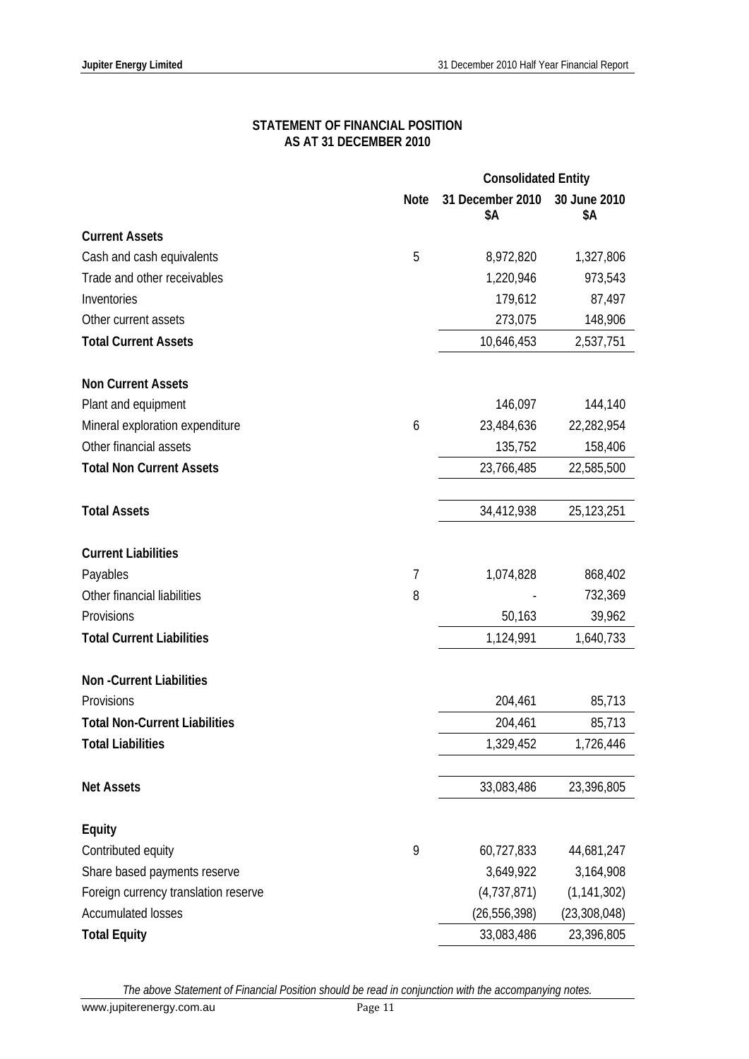## STATEMENT OF FINANCIAL POSITION
## AS AT 31 DECEMBER 2010

| | Note | Consolidated Entity | |
|---|---|---|---|
| | | 31 December 2010 $A | 30 June 2010 $A |
| **Current Assets** | | | |
| Cash and cash equivalents | 5 | 8,972,820 | 1,327,806 |
| Trade and other receivables | | 1,220,946 | 973,543 |
| Inventories | | 179,612 | 87,497 |
| Other current assets | | 273,075 | 148,906 |
| **Total Current Assets** | | 10,646,453 | 2,537,751 |
| | | | |
| **Non Current Assets** | | | |
| Plant and equipment | | 146,097 | 144,140 |
| Mineral exploration expenditure | 6 | 23,484,636 | 22,282,954 |
| Other financial assets | | 135,752 | 158,406 |
| **Total Non Current Assets** | | 23,766,485 | 22,585,500 |
| | | | |
| **Total Assets** | | 34,412,938 | 25,123,251 |
| | | | |
| **Current Liabilities** | | | |
| Payables | 7 | 1,074,828 | 868,402 |
| Other financial liabilities | 8 | - | 732,369 |
| Provisions | | 50,163 | 39,962 |
| **Total Current Liabilities** | | 1,124,991 | 1,640,733 |
| | | | |
| **Non -Current Liabilities** | | | |
| Provisions | | 204,461 | 85,713 |
| **Total Non-Current Liabilities** | | 204,461 | 85,713 |
| **Total Liabilities** | | 1,329,452 | 1,726,446 |
| | | | |
| **Net Assets** | | 33,083,486 | 23,396,805 |
| | | | |
| **Equity** | | | |
| Contributed equity | 9 | 60,727,833 | 44,681,247 |
| Share based payments reserve | | 3,649,922 | 3,164,908 |
| Foreign currency translation reserve | | (4,737,871) | (1,141,302) |
| Accumulated losses | | (26,556,398) | (23,308,048) |
| **Total Equity** | | 33,083,486 | 23,396,805 |

*The above Statement of Financial Position should be read in conjunction with the accompanying notes.*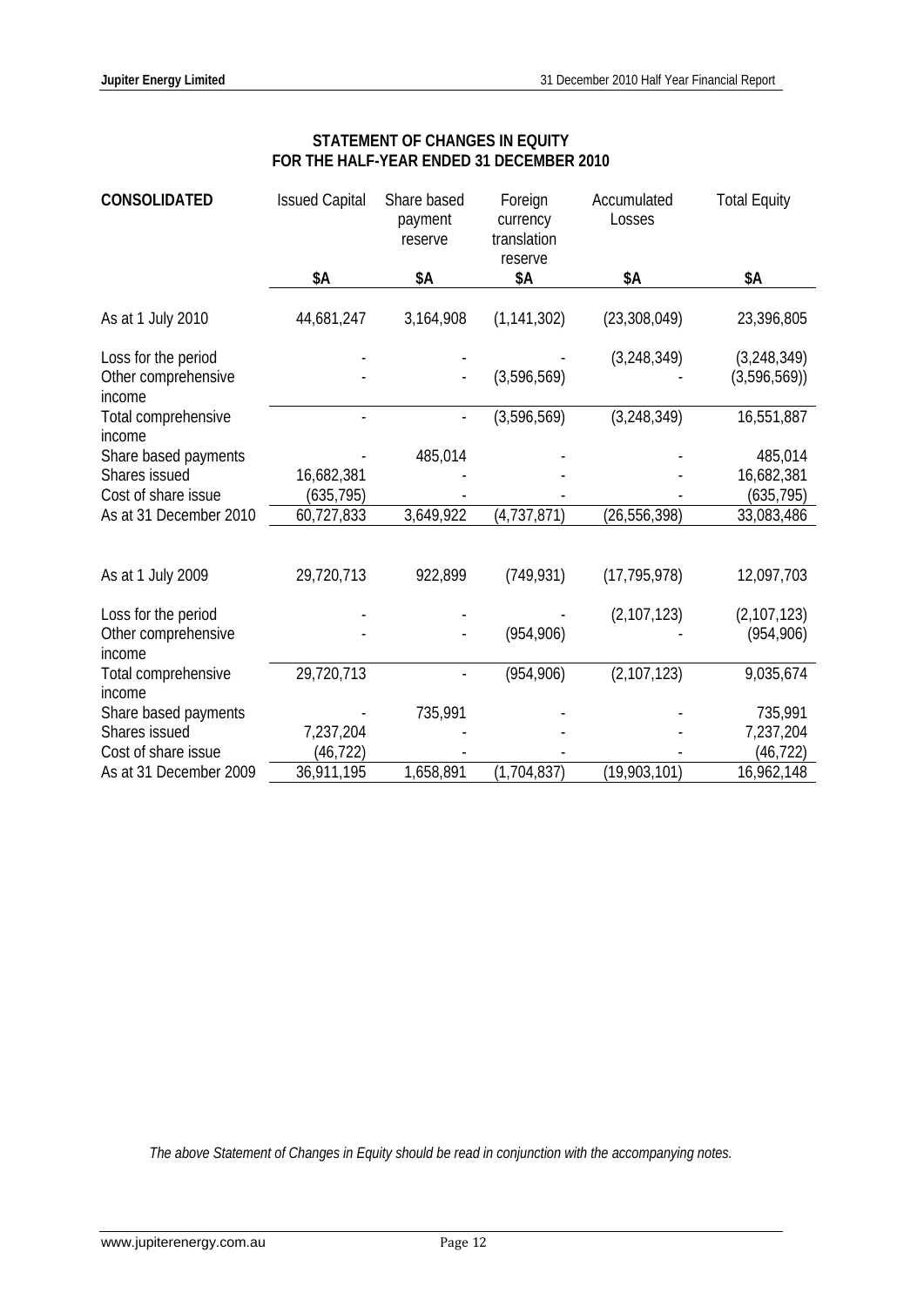## STATEMENT OF CHANGES IN EQUITY
## FOR THE HALF-YEAR ENDED 31 DECEMBER 2010

| CONSOLIDATED | Issued Capital | Share based payment reserve | Foreign currency translation reserve | Accumulated Losses | Total Equity |
|---|---|---|---|---|---|
| | $A | $A | $A | $A | $A |
| As at 1 July 2010 | 44,681,247 | 3,164,908 | (1,141,302) | (23,308,049) | 23,396,805 |
| Loss for the period | - | - | - | (3,248,349) | (3,248,349) |
| Other comprehensive income | - | - | (3,596,569) | - | (3,596,569)) |
| Total comprehensive income | - | - | (3,596,569) | (3,248,349) | 16,551,887 |
| Share based payments | - | 485,014 | - | - | 485,014 |
| Shares issued | 16,682,381 | - | - | - | 16,682,381 |
| Cost of share issue | (635,795) | - | - | - | (635,795) |
| As at 31 December 2010 | 60,727,833 | 3,649,922 | (4,737,871) | (26,556,398) | 33,083,486 |
| | | | | | |
| As at 1 July 2009 | 29,720,713 | 922,899 | (749,931) | (17,795,978) | 12,097,703 |
| Loss for the period | - | - | - | (2,107,123) | (2,107,123) |
| Other comprehensive income | - | - | (954,906) | - | (954,906) |
| Total comprehensive income | 29,720,713 | - | (954,906) | (2,107,123) | 9,035,674 |
| Share based payments | - | 735,991 | - | - | 735,991 |
| Shares issued | 7,237,204 | - | - | - | 7,237,204 |
| Cost of share issue | (46,722) | - | - | - | (46,722) |
| As at 31 December 2009 | 36,911,195 | 1,658,891 | (1,704,837) | (19,903,101) | 16,962,148 |

*The above Statement of Changes in Equity should be read in conjunction with the accompanying notes.*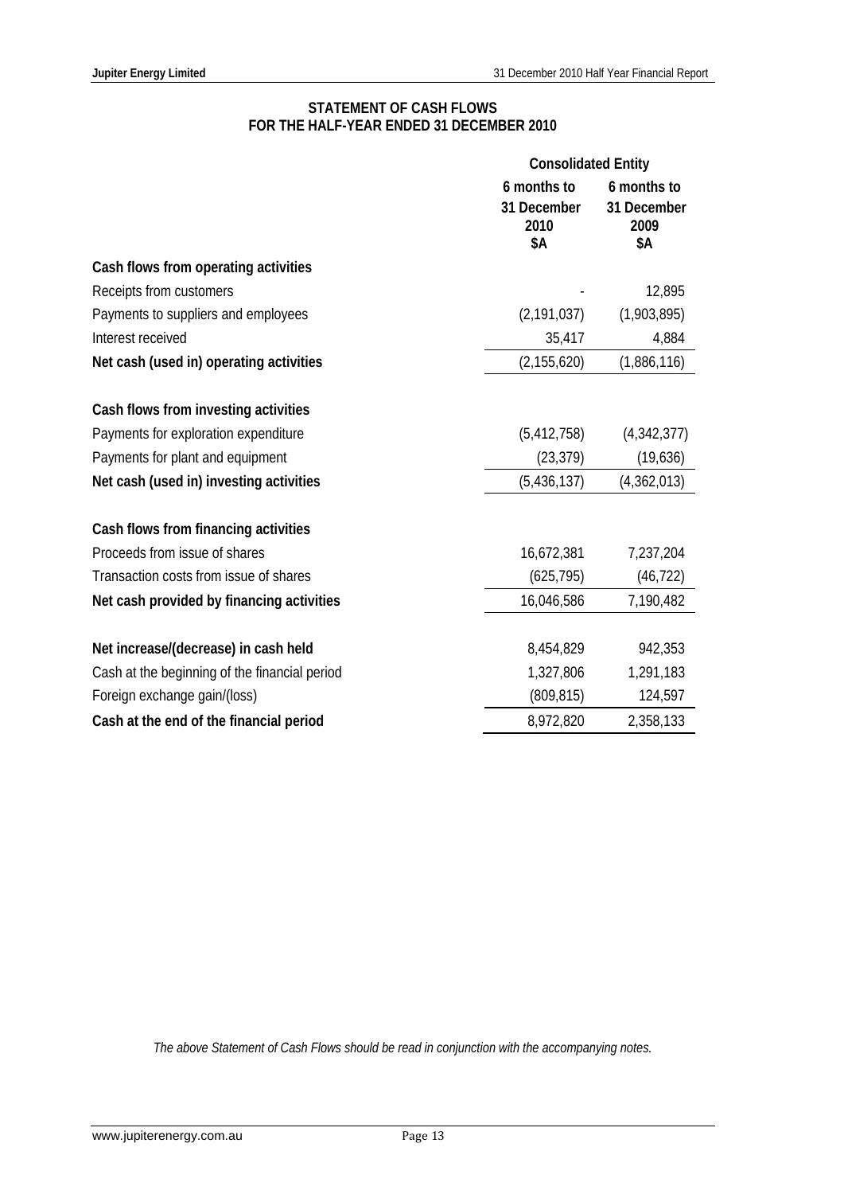## STATEMENT OF CASH FLOWS
## FOR THE HALF-YEAR ENDED 31 DECEMBER 2010

| | Consolidated Entity | |
|---|---|---|
| | 6 months to 31 December 2010 $A | 6 months to 31 December 2009 $A |
| **Cash flows from operating activities** | | |
| Receipts from customers | - | 12,895 |
| Payments to suppliers and employees | (2,191,037) | (1,903,895) |
| Interest received | 35,417 | 4,884 |
| **Net cash (used in) operating activities** | (2,155,620) | (1,886,116) |
| | | |
| **Cash flows from investing activities** | | |
| Payments for exploration expenditure | (5,412,758) | (4,342,377) |
| Payments for plant and equipment | (23,379) | (19,636) |
| **Net cash (used in) investing activities** | (5,436,137) | (4,362,013) |
| | | |
| **Cash flows from financing activities** | | |
| Proceeds from issue of shares | 16,672,381 | 7,237,204 |
| Transaction costs from issue of shares | (625,795) | (46,722) |
| **Net cash provided by financing activities** | 16,046,586 | 7,190,482 |
| | | |
| **Net increase/(decrease) in cash held** | 8,454,829 | 942,353 |
| Cash at the beginning of the financial period | 1,327,806 | 1,291,183 |
| Foreign exchange gain/(loss) | (809,815) | 124,597 |
| **Cash at the end of the financial period** | 8,972,820 | 2,358,133 |

*The above Statement of Cash Flows should be read in conjunction with the accompanying notes.*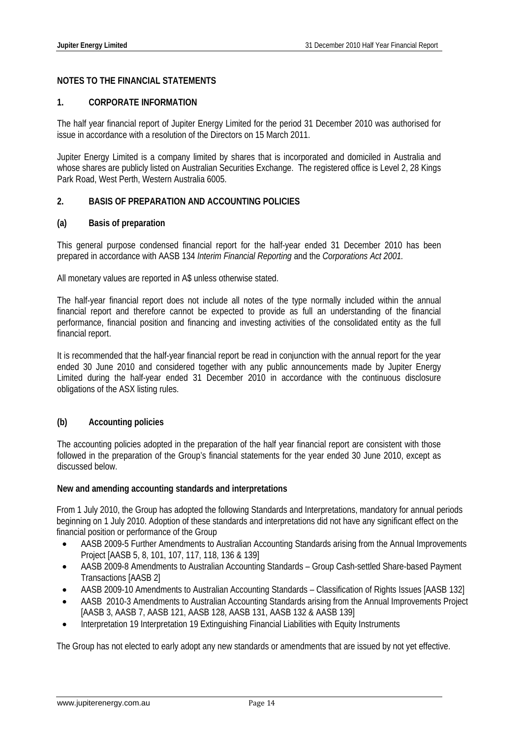## NOTES TO THE FINANCIAL STATEMENTS

### 1. CORPORATE INFORMATION

The half year financial report of Jupiter Energy Limited for the period 31 December 2010 was authorised for issue in accordance with a resolution of the Directors on 15 March 2011.

Jupiter Energy Limited is a company limited by shares that is incorporated and domiciled in Australia and whose shares are publicly listed on Australian Securities Exchange. The registered office is Level 2, 28 Kings Park Road, West Perth, Western Australia 6005.

### 2. BASIS OF PREPARATION AND ACCOUNTING POLICIES

#### (a) Basis of preparation

This general purpose condensed financial report for the half-year ended 31 December 2010 has been prepared in accordance with AASB 134 *Interim Financial Reporting* and the *Corporations Act 2001.*

All monetary values are reported in A$ unless otherwise stated.

The half-year financial report does not include all notes of the type normally included within the annual financial report and therefore cannot be expected to provide as full an understanding of the financial performance, financial position and financing and investing activities of the consolidated entity as the full financial report.

It is recommended that the half-year financial report be read in conjunction with the annual report for the year ended 30 June 2010 and considered together with any public announcements made by Jupiter Energy Limited during the half-year ended 31 December 2010 in accordance with the continuous disclosure obligations of the ASX listing rules.

#### (b) Accounting policies

The accounting policies adopted in the preparation of the half year financial report are consistent with those followed in the preparation of the Group's financial statements for the year ended 30 June 2010, except as discussed below.

**New and amending accounting standards and interpretations**

From 1 July 2010, the Group has adopted the following Standards and Interpretations, mandatory for annual periods beginning on 1 July 2010. Adoption of these standards and interpretations did not have any significant effect on the financial position or performance of the Group

- AASB 2009-5 Further Amendments to Australian Accounting Standards arising from the Annual Improvements Project [AASB 5, 8, 101, 107, 117, 118, 136 & 139]
- AASB 2009-8 Amendments to Australian Accounting Standards – Group Cash-settled Share-based Payment Transactions [AASB 2]
- AASB 2009-10 Amendments to Australian Accounting Standards – Classification of Rights Issues [AASB 132]
- AASB 2010-3 Amendments to Australian Accounting Standards arising from the Annual Improvements Project [AASB 3, AASB 7, AASB 121, AASB 128, AASB 131, AASB 132 & AASB 139]
- Interpretation 19 Interpretation 19 Extinguishing Financial Liabilities with Equity Instruments

The Group has not elected to early adopt any new standards or amendments that are issued by not yet effective.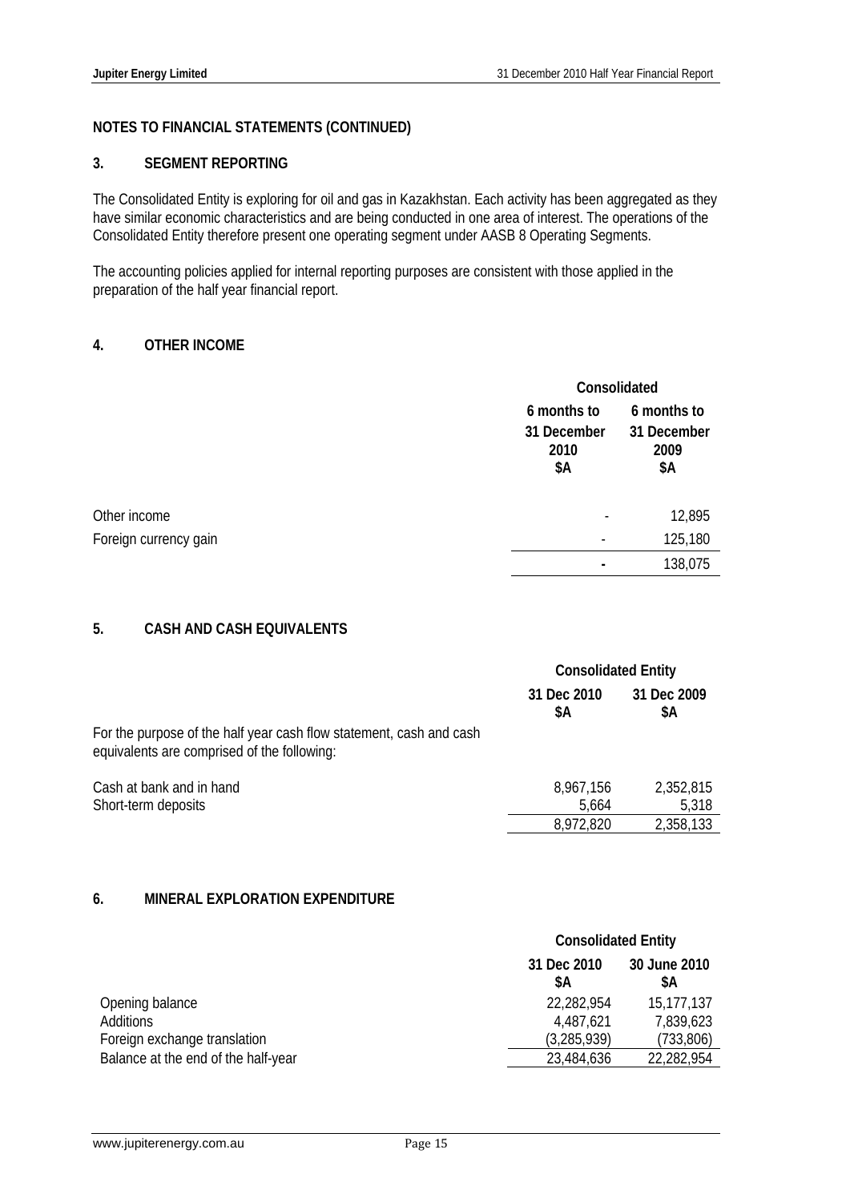## NOTES TO FINANCIAL STATEMENTS (CONTINUED)

### 3. SEGMENT REPORTING

The Consolidated Entity is exploring for oil and gas in Kazakhstan. Each activity has been aggregated as they have similar economic characteristics and are being conducted in one area of interest. The operations of the Consolidated Entity therefore present one operating segment under AASB 8 Operating Segments.

The accounting policies applied for internal reporting purposes are consistent with those applied in the preparation of the half year financial report.

### 4. OTHER INCOME

| | Consolidated | |
|---|---|---|
| | 6 months to 31 December 2010 $A | 6 months to 31 December 2009 $A |
| Other income | - | 12,895 |
| Foreign currency gain | - | 125,180 |
| | **-** | 138,075 |

### 5. CASH AND CASH EQUIVALENTS

| | Consolidated Entity | |
|---|---|---|
| | 31 Dec 2010 $A | 31 Dec 2009 $A |
| For the purpose of the half year cash flow statement, cash and cash equivalents are comprised of the following: | | |
| Cash at bank and in hand | 8,967,156 | 2,352,815 |
| Short-term deposits | 5,664 | 5,318 |
| | 8,972,820 | 2,358,133 |

### 6. MINERAL EXPLORATION EXPENDITURE

| | Consolidated Entity | |
|---|---|---|
| | 31 Dec 2010 $A | 30 June 2010 $A |
| Opening balance | 22,282,954 | 15,177,137 |
| Additions | 4,487,621 | 7,839,623 |
| Foreign exchange translation | (3,285,939) | (733,806) |
| Balance at the end of the half-year | 23,484,636 | 22,282,954 |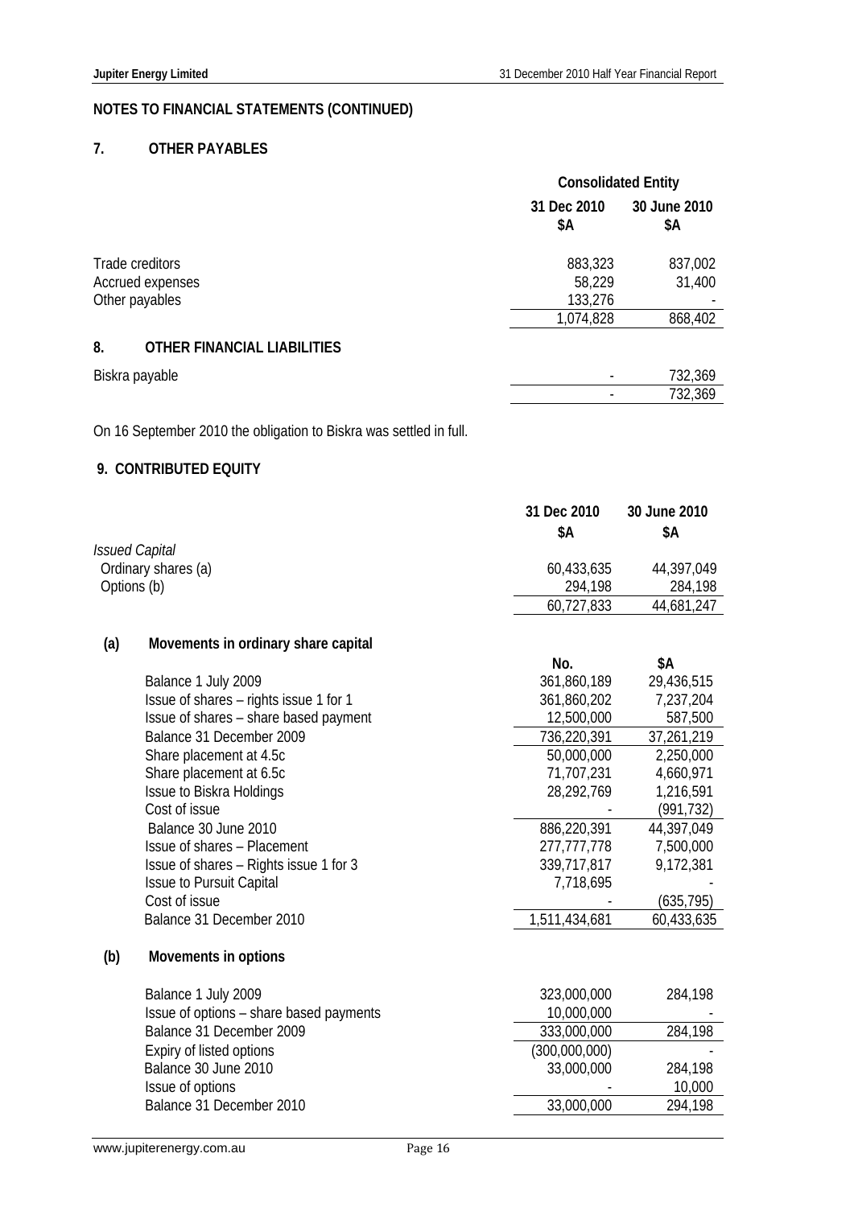## NOTES TO FINANCIAL STATEMENTS (CONTINUED)

### 7. OTHER PAYABLES

| | Consolidated Entity | |
|---|---|---|
| | 31 Dec 2010 $A | 30 June 2010 $A |
| Trade creditors | 883,323 | 837,002 |
| Accrued expenses | 58,229 | 31,400 |
| Other payables | 133,276 | - |
| | 1,074,828 | 868,402 |

### 8. OTHER FINANCIAL LIABILITIES

| | 31 Dec 2010 $A | 30 June 2010 $A |
|---|---|---|
| Biskra payable | - | 732,369 |
| | - | 732,369 |

On 16 September 2010 the obligation to Biskra was settled in full.

### 9. CONTRIBUTED EQUITY

| | 31 Dec 2010 $A | 30 June 2010 $A |
|---|---|---|
| *Issued Capital* | | |
| Ordinary shares (a) | 60,433,635 | 44,397,049 |
| Options (b) | 294,198 | 284,198 |
| | 60,727,833 | 44,681,247 |

#### (a) Movements in ordinary share capital

| | No. | $A |
|---|---|---|
| Balance 1 July 2009 | 361,860,189 | 29,436,515 |
| Issue of shares – rights issue 1 for 1 | 361,860,202 | 7,237,204 |
| Issue of shares – share based payment | 12,500,000 | 587,500 |
| Balance 31 December 2009 | 736,220,391 | 37,261,219 |
| Share placement at 4.5c | 50,000,000 | 2,250,000 |
| Share placement at 6.5c | 71,707,231 | 4,660,971 |
| Issue to Biskra Holdings | 28,292,769 | 1,216,591 |
| Cost of issue | - | (991,732) |
| Balance 30 June 2010 | 886,220,391 | 44,397,049 |
| Issue of shares – Placement | 277,777,778 | 7,500,000 |
| Issue of shares – Rights issue 1 for 3 | 339,717,817 | 9,172,381 |
| Issue to Pursuit Capital | 7,718,695 | - |
| Cost of issue | - | (635,795) |
| Balance 31 December 2010 | 1,511,434,681 | 60,433,635 |

#### (b) Movements in options

| | No. | $A |
|---|---|---|
| Balance 1 July 2009 | 323,000,000 | 284,198 |
| Issue of options – share based payments | 10,000,000 | - |
| Balance 31 December 2009 | 333,000,000 | 284,198 |
| Expiry of listed options | (300,000,000) | - |
| Balance 30 June 2010 | 33,000,000 | 284,198 |
| Issue of options | - | 10,000 |
| Balance 31 December 2010 | 33,000,000 | 294,198 |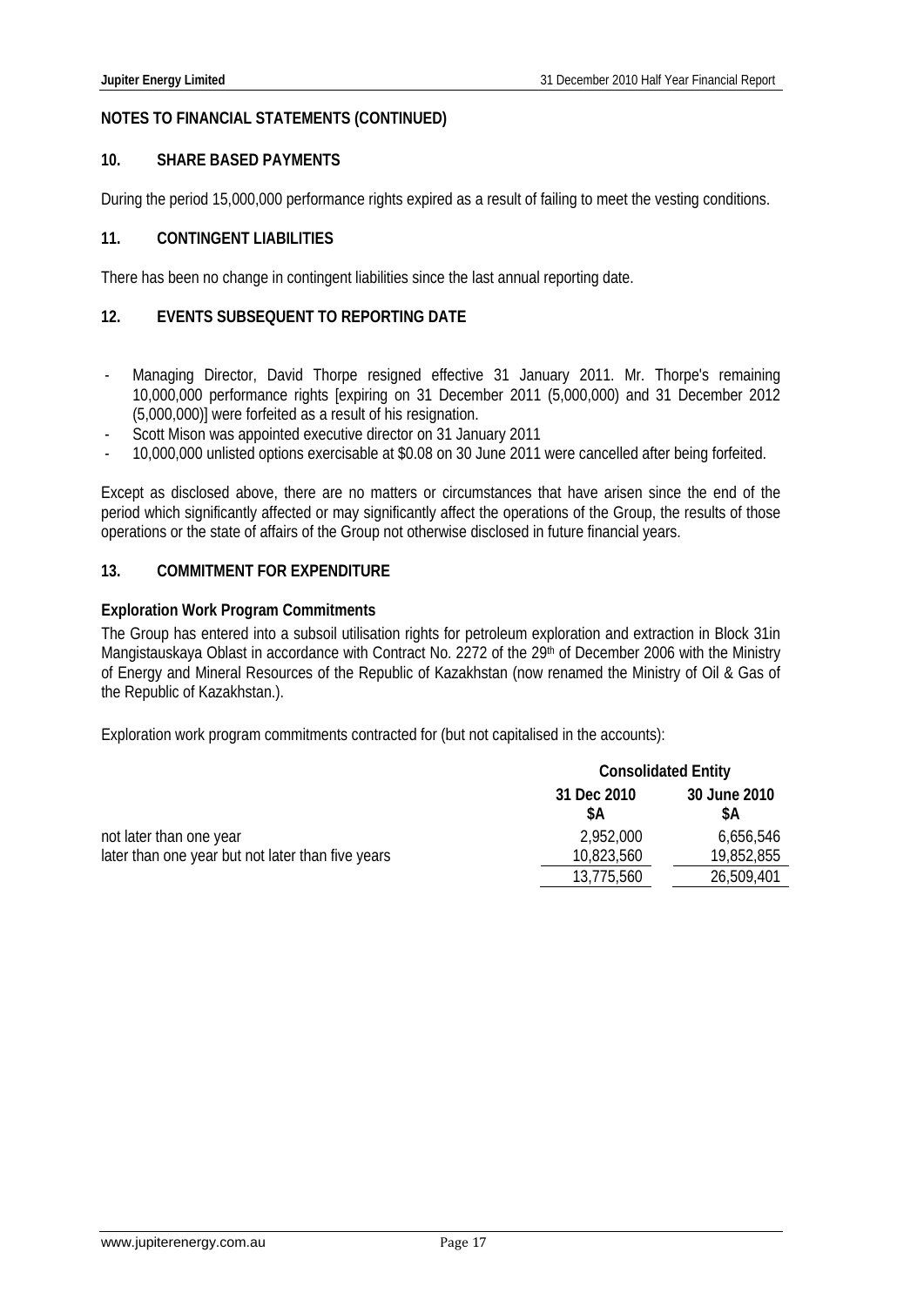## NOTES TO FINANCIAL STATEMENTS (CONTINUED)

### 10. SHARE BASED PAYMENTS

During the period 15,000,000 performance rights expired as a result of failing to meet the vesting conditions.

### 11. CONTINGENT LIABILITIES

There has been no change in contingent liabilities since the last annual reporting date.

### 12. EVENTS SUBSEQUENT TO REPORTING DATE

- Managing Director, David Thorpe resigned effective 31 January 2011. Mr. Thorpe's remaining 10,000,000 performance rights [expiring on 31 December 2011 (5,000,000) and 31 December 2012 (5,000,000)] were forfeited as a result of his resignation.
- Scott Mison was appointed executive director on 31 January 2011
- 10,000,000 unlisted options exercisable at $0.08 on 30 June 2011 were cancelled after being forfeited.

Except as disclosed above, there are no matters or circumstances that have arisen since the end of the period which significantly affected or may significantly affect the operations of the Group, the results of those operations or the state of affairs of the Group not otherwise disclosed in future financial years.

### 13. COMMITMENT FOR EXPENDITURE

**Exploration Work Program Commitments**

The Group has entered into a subsoil utilisation rights for petroleum exploration and extraction in Block 31in Mangistauskaya Oblast in accordance with Contract No. 2272 of the 29th of December 2006 with the Ministry of Energy and Mineral Resources of the Republic of Kazakhstan (now renamed the Ministry of Oil & Gas of the Republic of Kazakhstan.).

Exploration work program commitments contracted for (but not capitalised in the accounts):

| | Consolidated Entity | |
|---|---|---|
| | 31 Dec 2010 $A | 30 June 2010 $A |
| not later than one year | 2,952,000 | 6,656,546 |
| later than one year but not later than five years | 10,823,560 | 19,852,855 |
| | 13,775,560 | 26,509,401 |